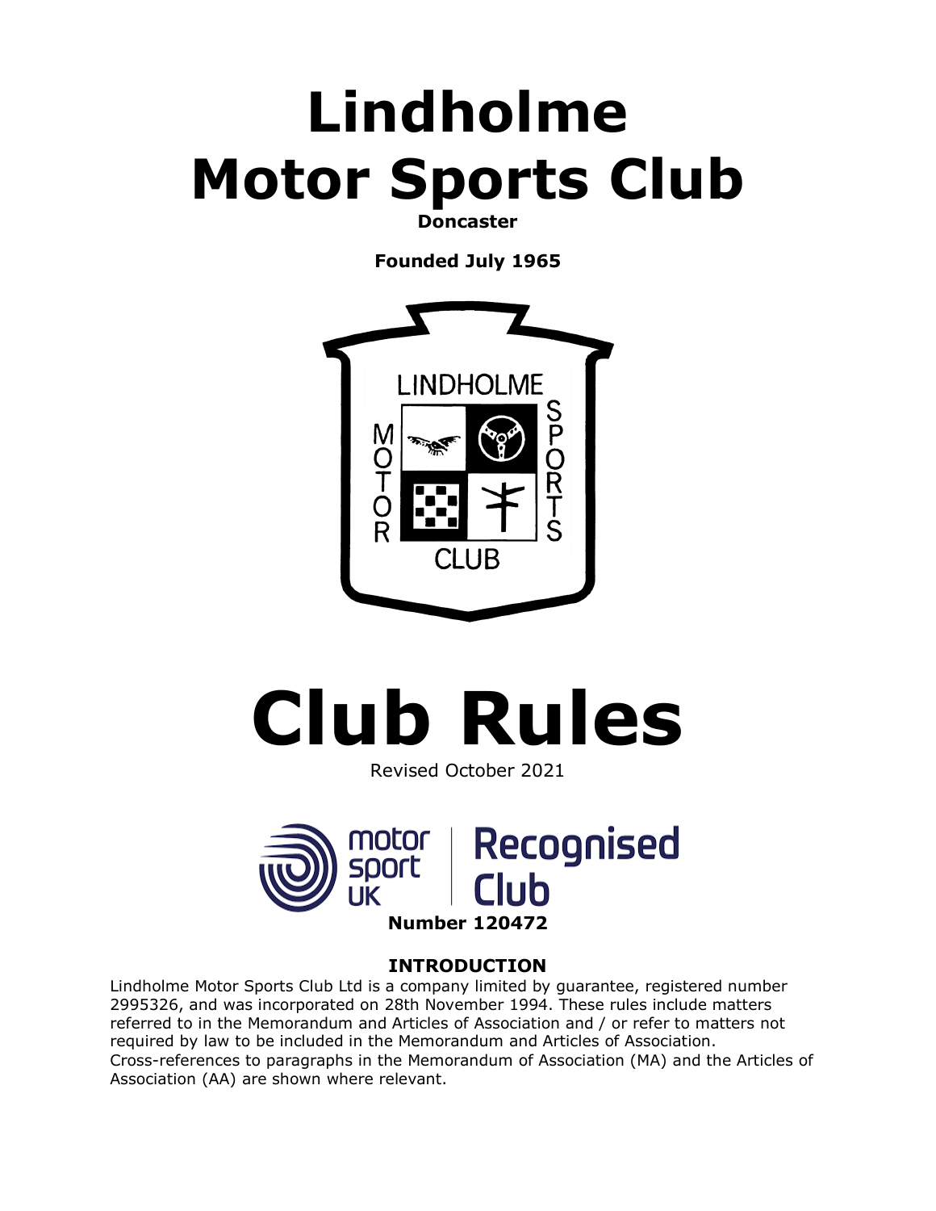# Lindholme Motor Sports Club

**Doncaster**

**Founded July 1965**

# Club Rules

Revised October 2021

**Number 120472**

## INTRODUCTION

Lindholme Motor Sports Club Ltd is a company limited by guarantee, registered number 2995326, and was incorporated on 28th November 1994. These rules include matters referred to in the Memorandum and Articles of Association and / or refer to matters not required by law to be included in the Memorandum and Articles of Association. Cross-references to paragraphs in the Memorandum of Association (MA) and the Articles of Association (AA) are shown where relevant.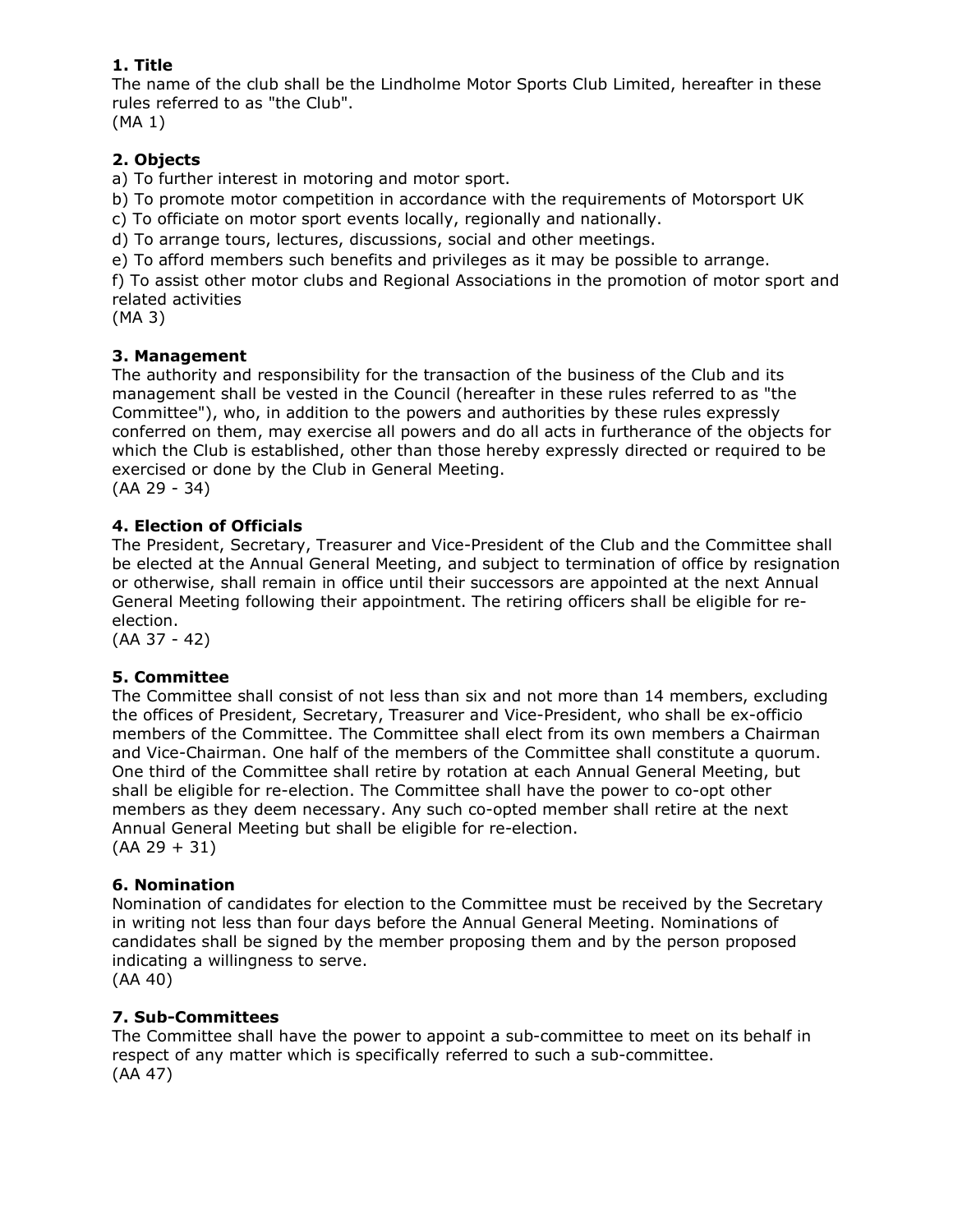## 1. Title

The name of the club shall be the Lindholme Motor Sports Club Limited, hereafter in these rules referred to as "the Club".
(MA 1)

## 2. Objects

a) To further interest in motoring and motor sport.

b) To promote motor competition in accordance with the requirements of Motorsport UK

c) To officiate on motor sport events locally, regionally and nationally.

d) To arrange tours, lectures, discussions, social and other meetings.

e) To afford members such benefits and privileges as it may be possible to arrange.

f) To assist other motor clubs and Regional Associations in the promotion of motor sport and related activities
(MA 3)

## 3. Management

The authority and responsibility for the transaction of the business of the Club and its management shall be vested in the Council (hereafter in these rules referred to as "the Committee"), who, in addition to the powers and authorities by these rules expressly conferred on them, may exercise all powers and do all acts in furtherance of the objects for which the Club is established, other than those hereby expressly directed or required to be exercised or done by the Club in General Meeting.
(AA 29 - 34)

## 4. Election of Officials

The President, Secretary, Treasurer and Vice-President of the Club and the Committee shall be elected at the Annual General Meeting, and subject to termination of office by resignation or otherwise, shall remain in office until their successors are appointed at the next Annual General Meeting following their appointment. The retiring officers shall be eligible for re-election.
(AA 37 - 42)

## 5. Committee

The Committee shall consist of not less than six and not more than 14 members, excluding the offices of President, Secretary, Treasurer and Vice-President, who shall be ex-officio members of the Committee. The Committee shall elect from its own members a Chairman and Vice-Chairman. One half of the members of the Committee shall constitute a quorum. One third of the Committee shall retire by rotation at each Annual General Meeting, but shall be eligible for re-election. The Committee shall have the power to co-opt other members as they deem necessary. Any such co-opted member shall retire at the next Annual General Meeting but shall be eligible for re-election.
(AA 29 + 31)

## 6. Nomination

Nomination of candidates for election to the Committee must be received by the Secretary in writing not less than four days before the Annual General Meeting. Nominations of candidates shall be signed by the member proposing them and by the person proposed indicating a willingness to serve.
(AA 40)

## 7. Sub-Committees

The Committee shall have the power to appoint a sub-committee to meet on its behalf in respect of any matter which is specifically referred to such a sub-committee.
(AA 47)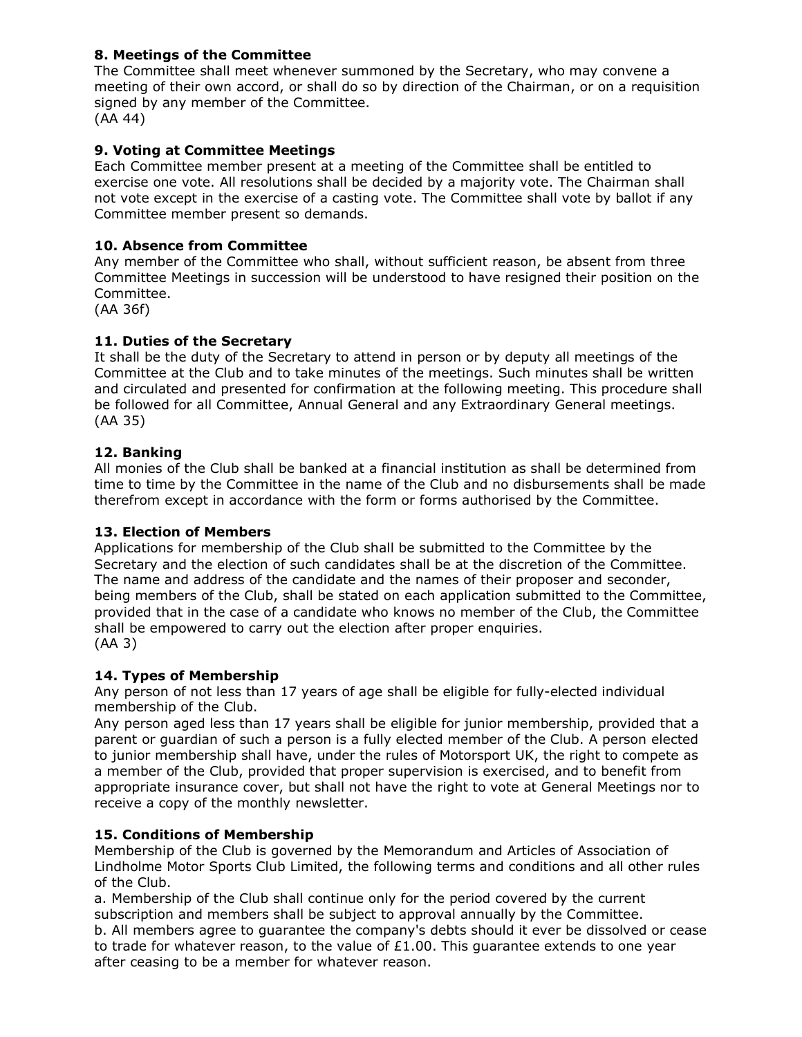**8. Meetings of the Committee**
The Committee shall meet whenever summoned by the Secretary, who may convene a meeting of their own accord, or shall do so by direction of the Chairman, or on a requisition signed by any member of the Committee.
(AA 44)

**9. Voting at Committee Meetings**
Each Committee member present at a meeting of the Committee shall be entitled to exercise one vote. All resolutions shall be decided by a majority vote. The Chairman shall not vote except in the exercise of a casting vote. The Committee shall vote by ballot if any Committee member present so demands.

**10. Absence from Committee**
Any member of the Committee who shall, without sufficient reason, be absent from three Committee Meetings in succession will be understood to have resigned their position on the Committee.
(AA 36f)

**11. Duties of the Secretary**
It shall be the duty of the Secretary to attend in person or by deputy all meetings of the Committee at the Club and to take minutes of the meetings. Such minutes shall be written and circulated and presented for confirmation at the following meeting. This procedure shall be followed for all Committee, Annual General and any Extraordinary General meetings.
(AA 35)

**12. Banking**
All monies of the Club shall be banked at a financial institution as shall be determined from time to time by the Committee in the name of the Club and no disbursements shall be made therefrom except in accordance with the form or forms authorised by the Committee.

**13. Election of Members**
Applications for membership of the Club shall be submitted to the Committee by the Secretary and the election of such candidates shall be at the discretion of the Committee. The name and address of the candidate and the names of their proposer and seconder, being members of the Club, shall be stated on each application submitted to the Committee, provided that in the case of a candidate who knows no member of the Club, the Committee shall be empowered to carry out the election after proper enquiries.
(AA 3)

**14. Types of Membership**
Any person of not less than 17 years of age shall be eligible for fully-elected individual membership of the Club.
Any person aged less than 17 years shall be eligible for junior membership, provided that a parent or guardian of such a person is a fully elected member of the Club. A person elected to junior membership shall have, under the rules of Motorsport UK, the right to compete as a member of the Club, provided that proper supervision is exercised, and to benefit from appropriate insurance cover, but shall not have the right to vote at General Meetings nor to receive a copy of the monthly newsletter.

**15. Conditions of Membership**
Membership of the Club is governed by the Memorandum and Articles of Association of Lindholme Motor Sports Club Limited, the following terms and conditions and all other rules of the Club.
a. Membership of the Club shall continue only for the period covered by the current subscription and members shall be subject to approval annually by the Committee.
b. All members agree to guarantee the company's debts should it ever be dissolved or cease to trade for whatever reason, to the value of £1.00. This guarantee extends to one year after ceasing to be a member for whatever reason.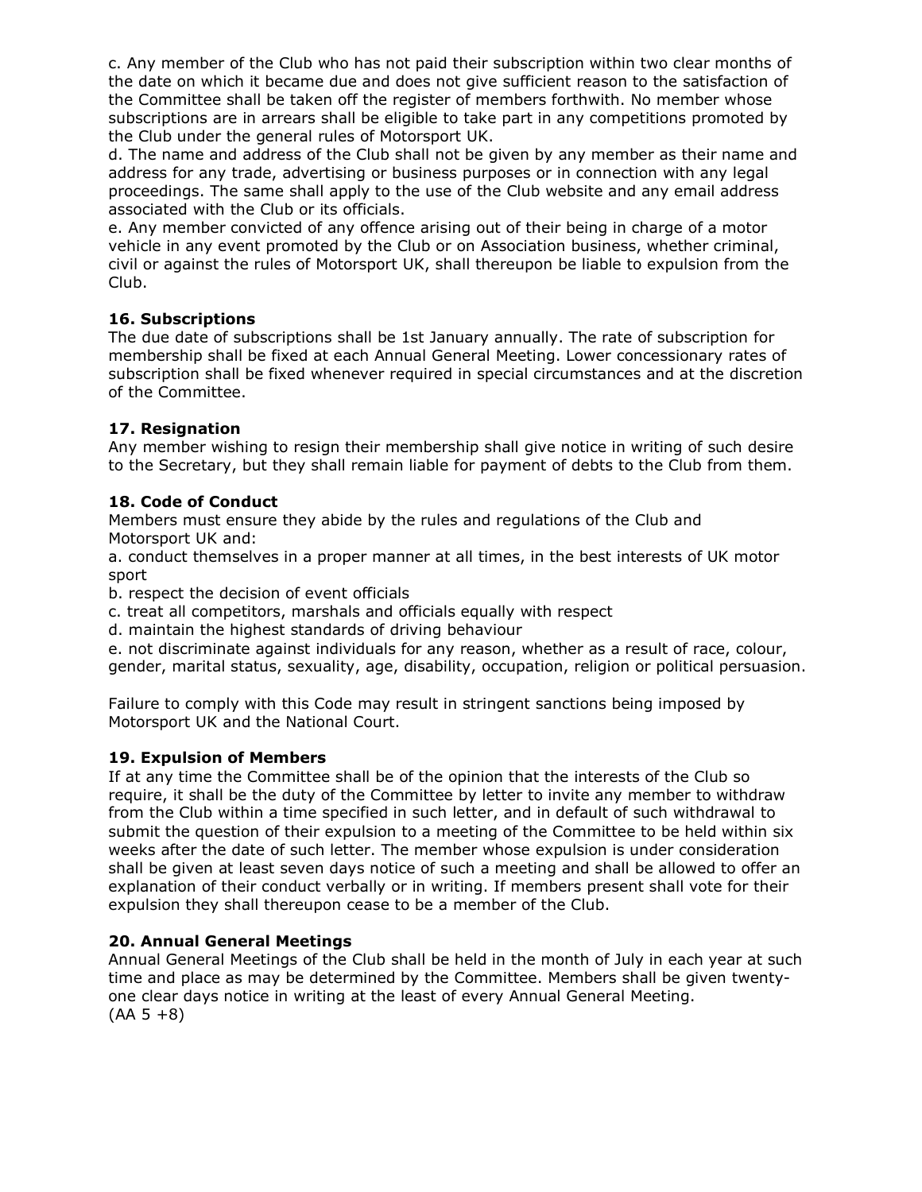c. Any member of the Club who has not paid their subscription within two clear months of the date on which it became due and does not give sufficient reason to the satisfaction of the Committee shall be taken off the register of members forthwith. No member whose subscriptions are in arrears shall be eligible to take part in any competitions promoted by the Club under the general rules of Motorsport UK.

d. The name and address of the Club shall not be given by any member as their name and address for any trade, advertising or business purposes or in connection with any legal proceedings. The same shall apply to the use of the Club website and any email address associated with the Club or its officials.

e. Any member convicted of any offence arising out of their being in charge of a motor vehicle in any event promoted by the Club or on Association business, whether criminal, civil or against the rules of Motorsport UK, shall thereupon be liable to expulsion from the Club.

**16. Subscriptions**

The due date of subscriptions shall be 1st January annually. The rate of subscription for membership shall be fixed at each Annual General Meeting. Lower concessionary rates of subscription shall be fixed whenever required in special circumstances and at the discretion of the Committee.

**17. Resignation**

Any member wishing to resign their membership shall give notice in writing of such desire to the Secretary, but they shall remain liable for payment of debts to the Club from them.

**18. Code of Conduct**

Members must ensure they abide by the rules and regulations of the Club and Motorsport UK and:

a. conduct themselves in a proper manner at all times, in the best interests of UK motor sport

b. respect the decision of event officials

c. treat all competitors, marshals and officials equally with respect

d. maintain the highest standards of driving behaviour

e. not discriminate against individuals for any reason, whether as a result of race, colour, gender, marital status, sexuality, age, disability, occupation, religion or political persuasion.

Failure to comply with this Code may result in stringent sanctions being imposed by Motorsport UK and the National Court.

**19. Expulsion of Members**

If at any time the Committee shall be of the opinion that the interests of the Club so require, it shall be the duty of the Committee by letter to invite any member to withdraw from the Club within a time specified in such letter, and in default of such withdrawal to submit the question of their expulsion to a meeting of the Committee to be held within six weeks after the date of such letter. The member whose expulsion is under consideration shall be given at least seven days notice of such a meeting and shall be allowed to offer an explanation of their conduct verbally or in writing. If members present shall vote for their expulsion they shall thereupon cease to be a member of the Club.

**20. Annual General Meetings**

Annual General Meetings of the Club shall be held in the month of July in each year at such time and place as may be determined by the Committee. Members shall be given twenty-one clear days notice in writing at the least of every Annual General Meeting.
(AA 5 +8)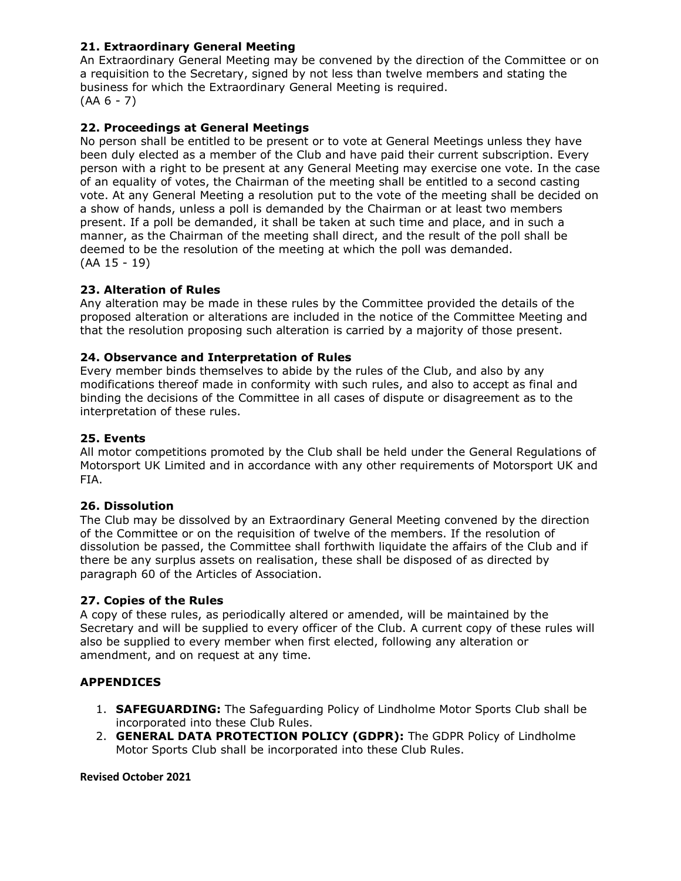### 21. Extraordinary General Meeting

An Extraordinary General Meeting may be convened by the direction of the Committee or on a requisition to the Secretary, signed by not less than twelve members and stating the business for which the Extraordinary General Meeting is required.
(AA 6 - 7)

### 22. Proceedings at General Meetings

No person shall be entitled to be present or to vote at General Meetings unless they have been duly elected as a member of the Club and have paid their current subscription. Every person with a right to be present at any General Meeting may exercise one vote. In the case of an equality of votes, the Chairman of the meeting shall be entitled to a second casting vote. At any General Meeting a resolution put to the vote of the meeting shall be decided on a show of hands, unless a poll is demanded by the Chairman or at least two members present. If a poll be demanded, it shall be taken at such time and place, and in such a manner, as the Chairman of the meeting shall direct, and the result of the poll shall be deemed to be the resolution of the meeting at which the poll was demanded.
(AA 15 - 19)

### 23. Alteration of Rules

Any alteration may be made in these rules by the Committee provided the details of the proposed alteration or alterations are included in the notice of the Committee Meeting and that the resolution proposing such alteration is carried by a majority of those present.

### 24. Observance and Interpretation of Rules

Every member binds themselves to abide by the rules of the Club, and also by any modifications thereof made in conformity with such rules, and also to accept as final and binding the decisions of the Committee in all cases of dispute or disagreement as to the interpretation of these rules.

### 25. Events

All motor competitions promoted by the Club shall be held under the General Regulations of Motorsport UK Limited and in accordance with any other requirements of Motorsport UK and FIA.

### 26. Dissolution

The Club may be dissolved by an Extraordinary General Meeting convened by the direction of the Committee or on the requisition of twelve of the members. If the resolution of dissolution be passed, the Committee shall forthwith liquidate the affairs of the Club and if there be any surplus assets on realisation, these shall be disposed of as directed by paragraph 60 of the Articles of Association.

### 27. Copies of the Rules

A copy of these rules, as periodically altered or amended, will be maintained by the Secretary and will be supplied to every officer of the Club. A current copy of these rules will also be supplied to every member when first elected, following any alteration or amendment, and on request at any time.

### APPENDICES

1. **SAFEGUARDING:** The Safeguarding Policy of Lindholme Motor Sports Club shall be incorporated into these Club Rules.
2. **GENERAL DATA PROTECTION POLICY (GDPR):** The GDPR Policy of Lindholme Motor Sports Club shall be incorporated into these Club Rules.

**Revised October 2021**